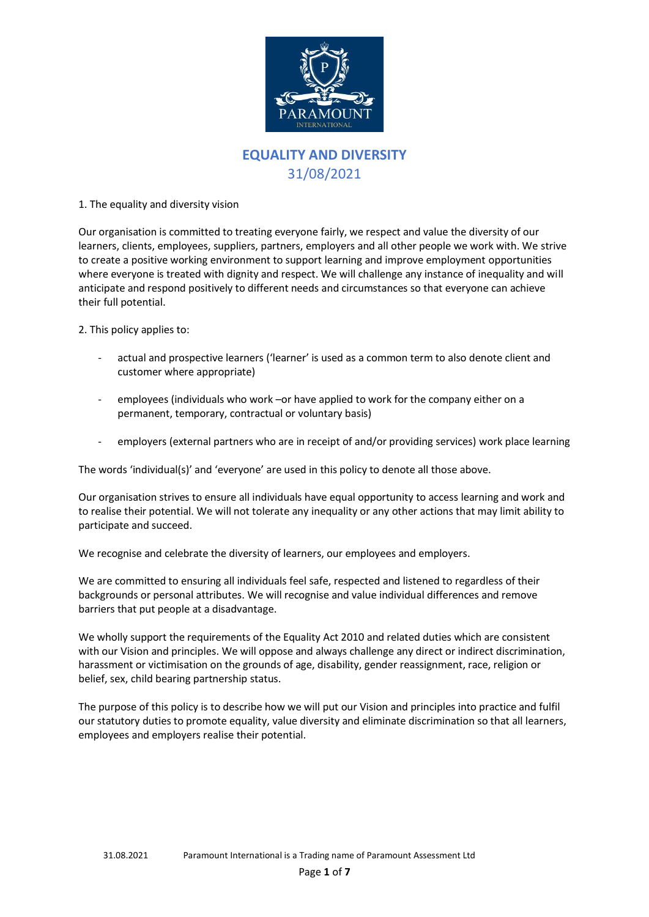# EQUALITY AND DIVERSITY

31/08/2021

1. The equality and diversity vision

Our organisation is committed to treating everyone fairly, we respect and value the diversity of our learners, clients, employees, suppliers, partners, employers and all other people we work with. We strive to create a positive working environment to support learning and improve employment opportunities where everyone is treated with dignity and respect. We will challenge any instance of inequality and will anticipate and respond positively to different needs and circumstances so that everyone can achieve their full potential.

2. This policy applies to:

- actual and prospective learners ('learner' is used as a common term to also denote client and customer where appropriate)
- employees (individuals who work –or have applied to work for the company either on a permanent, temporary, contractual or voluntary basis)
- employers (external partners who are in receipt of and/or providing services) work place learning

The words 'individual(s)' and 'everyone' are used in this policy to denote all those above.

Our organisation strives to ensure all individuals have equal opportunity to access learning and work and to realise their potential. We will not tolerate any inequality or any other actions that may limit ability to participate and succeed.

We recognise and celebrate the diversity of learners, our employees and employers.

We are committed to ensuring all individuals feel safe, respected and listened to regardless of their backgrounds or personal attributes. We will recognise and value individual differences and remove barriers that put people at a disadvantage.

We wholly support the requirements of the Equality Act 2010 and related duties which are consistent with our Vision and principles. We will oppose and always challenge any direct or indirect discrimination, harassment or victimisation on the grounds of age, disability, gender reassignment, race, religion or belief, sex, child bearing partnership status.

The purpose of this policy is to describe how we will put our Vision and principles into practice and fulfil our statutory duties to promote equality, value diversity and eliminate discrimination so that all learners, employees and employers realise their potential.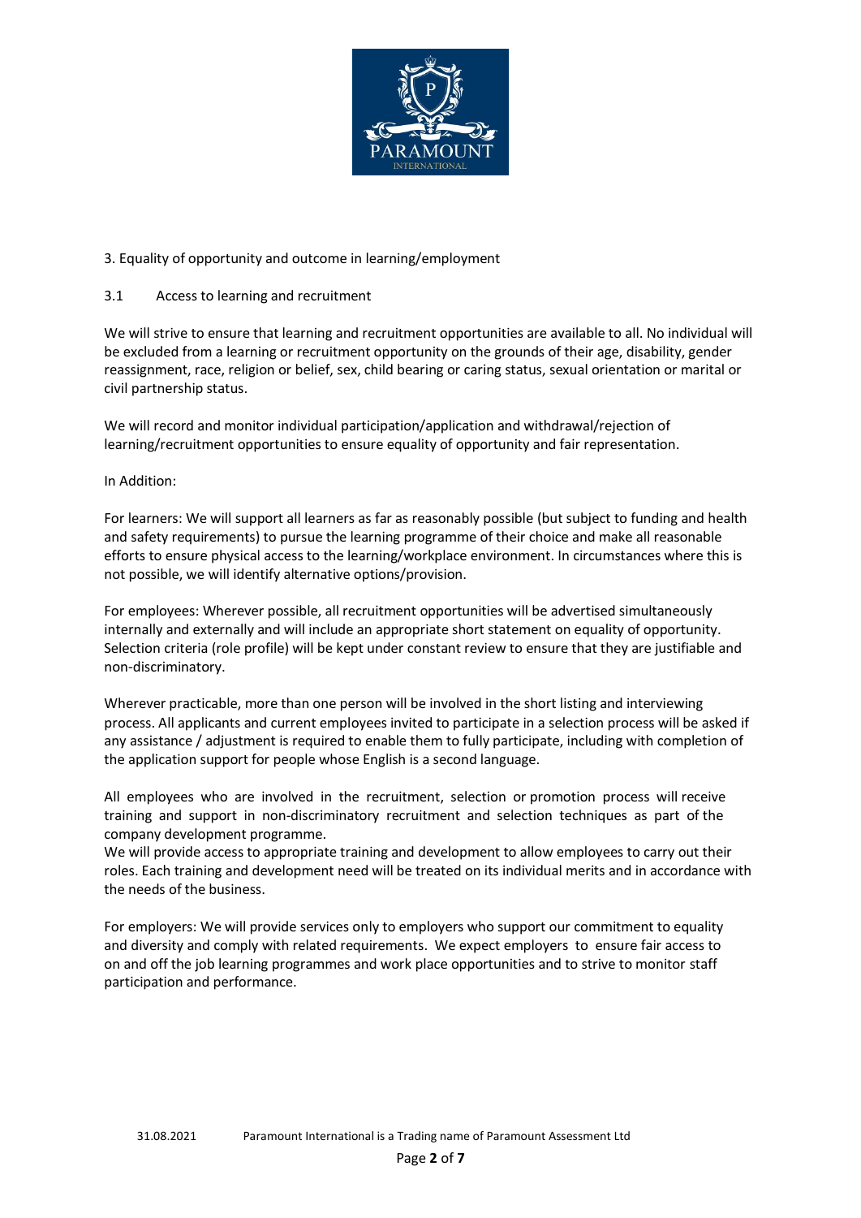## 3. Equality of opportunity and outcome in learning/employment

### 3.1 Access to learning and recruitment

We will strive to ensure that learning and recruitment opportunities are available to all. No individual will be excluded from a learning or recruitment opportunity on the grounds of their age, disability, gender reassignment, race, religion or belief, sex, child bearing or caring status, sexual orientation or marital or civil partnership status.

We will record and monitor individual participation/application and withdrawal/rejection of learning/recruitment opportunities to ensure equality of opportunity and fair representation.

In Addition:

For learners: We will support all learners as far as reasonably possible (but subject to funding and health and safety requirements) to pursue the learning programme of their choice and make all reasonable efforts to ensure physical access to the learning/workplace environment. In circumstances where this is not possible, we will identify alternative options/provision.

For employees: Wherever possible, all recruitment opportunities will be advertised simultaneously internally and externally and will include an appropriate short statement on equality of opportunity. Selection criteria (role profile) will be kept under constant review to ensure that they are justifiable and non-discriminatory.

Wherever practicable, more than one person will be involved in the short listing and interviewing process. All applicants and current employees invited to participate in a selection process will be asked if any assistance / adjustment is required to enable them to fully participate, including with completion of the application support for people whose English is a second language.

All employees who are involved in the recruitment, selection or promotion process will receive training and support in non-discriminatory recruitment and selection techniques as part of the company development programme.
We will provide access to appropriate training and development to allow employees to carry out their roles. Each training and development need will be treated on its individual merits and in accordance with the needs of the business.

For employers: We will provide services only to employers who support our commitment to equality and diversity and comply with related requirements. We expect employers to ensure fair access to on and off the job learning programmes and work place opportunities and to strive to monitor staff participation and performance.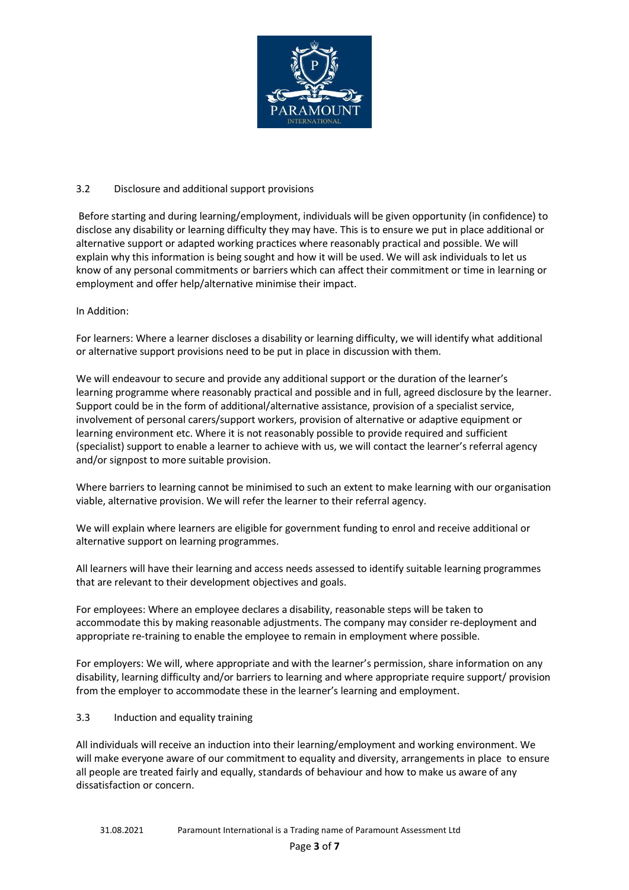### 3.2 Disclosure and additional support provisions

Before starting and during learning/employment, individuals will be given opportunity (in confidence) to disclose any disability or learning difficulty they may have. This is to ensure we put in place additional or alternative support or adapted working practices where reasonably practical and possible. We will explain why this information is being sought and how it will be used. We will ask individuals to let us know of any personal commitments or barriers which can affect their commitment or time in learning or employment and offer help/alternative minimise their impact.

In Addition:

For learners: Where a learner discloses a disability or learning difficulty, we will identify what additional or alternative support provisions need to be put in place in discussion with them.

We will endeavour to secure and provide any additional support or the duration of the learner's learning programme where reasonably practical and possible and in full, agreed disclosure by the learner. Support could be in the form of additional/alternative assistance, provision of a specialist service, involvement of personal carers/support workers, provision of alternative or adaptive equipment or learning environment etc. Where it is not reasonably possible to provide required and sufficient (specialist) support to enable a learner to achieve with us, we will contact the learner's referral agency and/or signpost to more suitable provision.

Where barriers to learning cannot be minimised to such an extent to make learning with our organisation viable, alternative provision. We will refer the learner to their referral agency.

We will explain where learners are eligible for government funding to enrol and receive additional or alternative support on learning programmes.

All learners will have their learning and access needs assessed to identify suitable learning programmes that are relevant to their development objectives and goals.

For employees: Where an employee declares a disability, reasonable steps will be taken to accommodate this by making reasonable adjustments. The company may consider re-deployment and appropriate re-training to enable the employee to remain in employment where possible.

For employers: We will, where appropriate and with the learner's permission, share information on any disability, learning difficulty and/or barriers to learning and where appropriate require support/ provision from the employer to accommodate these in the learner's learning and employment.

### 3.3 Induction and equality training

All individuals will receive an induction into their learning/employment and working environment. We will make everyone aware of our commitment to equality and diversity, arrangements in place to ensure all people are treated fairly and equally, standards of behaviour and how to make us aware of any dissatisfaction or concern.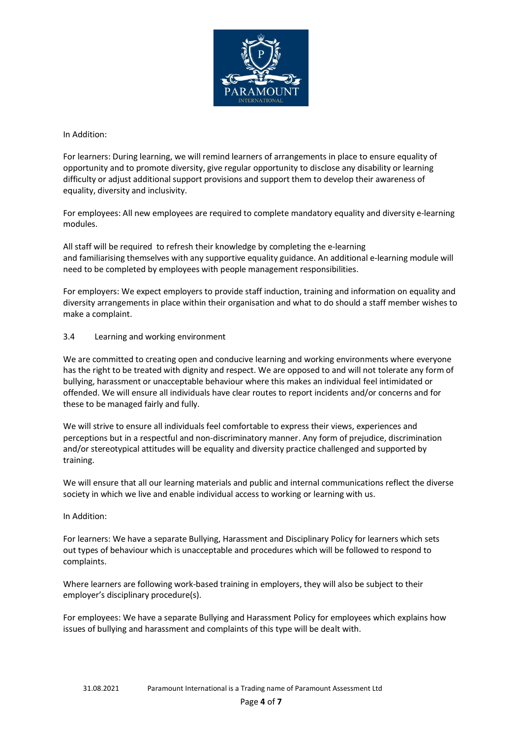In Addition:

For learners: During learning, we will remind learners of arrangements in place to ensure equality of opportunity and to promote diversity, give regular opportunity to disclose any disability or learning difficulty or adjust additional support provisions and support them to develop their awareness of equality, diversity and inclusivity.

For employees: All new employees are required to complete mandatory equality and diversity e-learning modules.

All staff will be required to refresh their knowledge by completing the e-learning and familiarising themselves with any supportive equality guidance. An additional e-learning module will need to be completed by employees with people management responsibilities.

For employers: We expect employers to provide staff induction, training and information on equality and diversity arrangements in place within their organisation and what to do should a staff member wishes to make a complaint.

3.4 Learning and working environment

We are committed to creating open and conducive learning and working environments where everyone has the right to be treated with dignity and respect. We are opposed to and will not tolerate any form of bullying, harassment or unacceptable behaviour where this makes an individual feel intimidated or offended. We will ensure all individuals have clear routes to report incidents and/or concerns and for these to be managed fairly and fully.

We will strive to ensure all individuals feel comfortable to express their views, experiences and perceptions but in a respectful and non-discriminatory manner. Any form of prejudice, discrimination and/or stereotypical attitudes will be equality and diversity practice challenged and supported by training.

We will ensure that all our learning materials and public and internal communications reflect the diverse society in which we live and enable individual access to working or learning with us.

In Addition:

For learners: We have a separate Bullying, Harassment and Disciplinary Policy for learners which sets out types of behaviour which is unacceptable and procedures which will be followed to respond to complaints.

Where learners are following work-based training in employers, they will also be subject to their employer's disciplinary procedure(s).

For employees: We have a separate Bullying and Harassment Policy for employees which explains how issues of bullying and harassment and complaints of this type will be dealt with.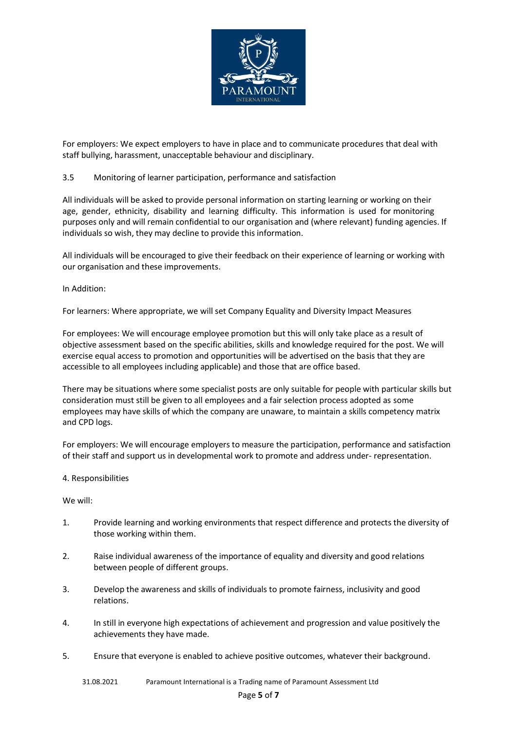For employers: We expect employers to have in place and to communicate procedures that deal with staff bullying, harassment, unacceptable behaviour and disciplinary.

### 3.5 Monitoring of learner participation, performance and satisfaction

All individuals will be asked to provide personal information on starting learning or working on their age, gender, ethnicity, disability and learning difficulty. This information is used for monitoring purposes only and will remain confidential to our organisation and (where relevant) funding agencies. If individuals so wish, they may decline to provide this information.

All individuals will be encouraged to give their feedback on their experience of learning or working with our organisation and these improvements.

In Addition:

For learners: Where appropriate, we will set Company Equality and Diversity Impact Measures

For employees: We will encourage employee promotion but this will only take place as a result of objective assessment based on the specific abilities, skills and knowledge required for the post. We will exercise equal access to promotion and opportunities will be advertised on the basis that they are accessible to all employees including applicable) and those that are office based.

There may be situations where some specialist posts are only suitable for people with particular skills but consideration must still be given to all employees and a fair selection process adopted as some employees may have skills of which the company are unaware, to maintain a skills competency matrix and CPD logs.

For employers: We will encourage employers to measure the participation, performance and satisfaction of their staff and support us in developmental work to promote and address under- representation.

## 4. Responsibilities

We will:

1. Provide learning and working environments that respect difference and protects the diversity of those working within them.
2. Raise individual awareness of the importance of equality and diversity and good relations between people of different groups.
3. Develop the awareness and skills of individuals to promote fairness, inclusivity and good relations.
4. In still in everyone high expectations of achievement and progression and value positively the achievements they have made.
5. Ensure that everyone is enabled to achieve positive outcomes, whatever their background.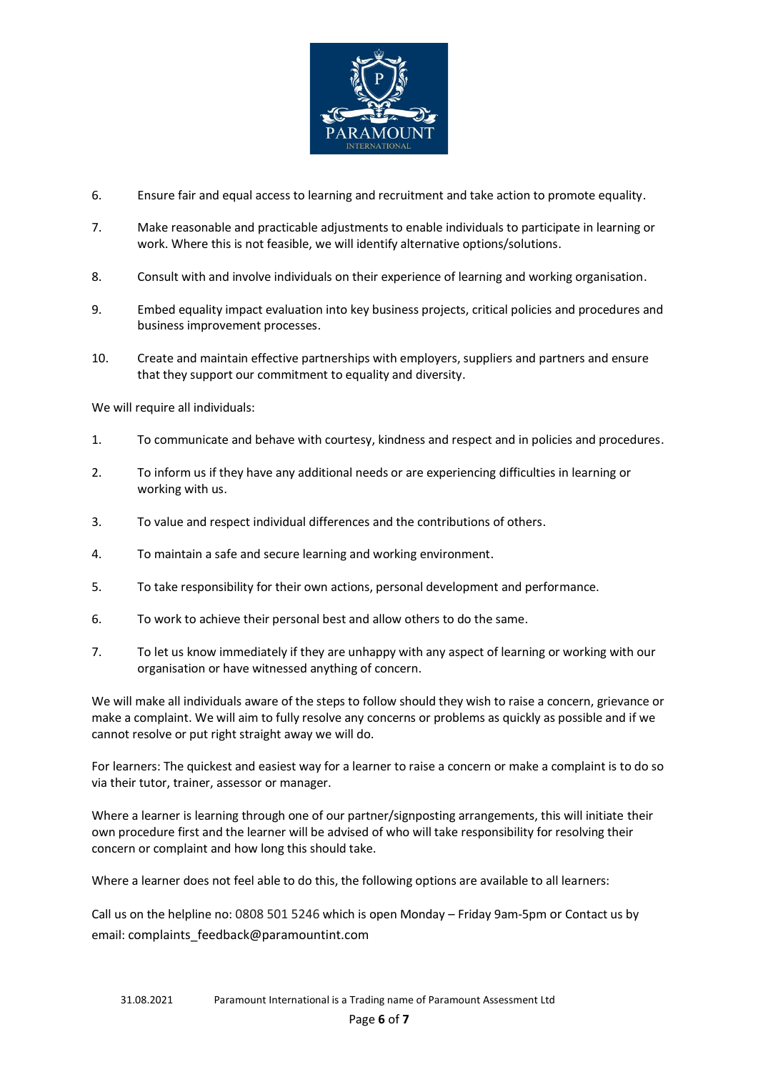6. Ensure fair and equal access to learning and recruitment and take action to promote equality.

7. Make reasonable and practicable adjustments to enable individuals to participate in learning or work. Where this is not feasible, we will identify alternative options/solutions.

8. Consult with and involve individuals on their experience of learning and working organisation.

9. Embed equality impact evaluation into key business projects, critical policies and procedures and business improvement processes.

10. Create and maintain effective partnerships with employers, suppliers and partners and ensure that they support our commitment to equality and diversity.

We will require all individuals:

1. To communicate and behave with courtesy, kindness and respect and in policies and procedures.

2. To inform us if they have any additional needs or are experiencing difficulties in learning or working with us.

3. To value and respect individual differences and the contributions of others.

4. To maintain a safe and secure learning and working environment.

5. To take responsibility for their own actions, personal development and performance.

6. To work to achieve their personal best and allow others to do the same.

7. To let us know immediately if they are unhappy with any aspect of learning or working with our organisation or have witnessed anything of concern.

We will make all individuals aware of the steps to follow should they wish to raise a concern, grievance or make a complaint. We will aim to fully resolve any concerns or problems as quickly as possible and if we cannot resolve or put right straight away we will do.

For learners: The quickest and easiest way for a learner to raise a concern or make a complaint is to do so via their tutor, trainer, assessor or manager.

Where a learner is learning through one of our partner/signposting arrangements, this will initiate their own procedure first and the learner will be advised of who will take responsibility for resolving their concern or complaint and how long this should take.

Where a learner does not feel able to do this, the following options are available to all learners:

Call us on the helpline no: 0808 501 5246 which is open Monday – Friday 9am-5pm or Contact us by email: complaints_feedback@paramountint.com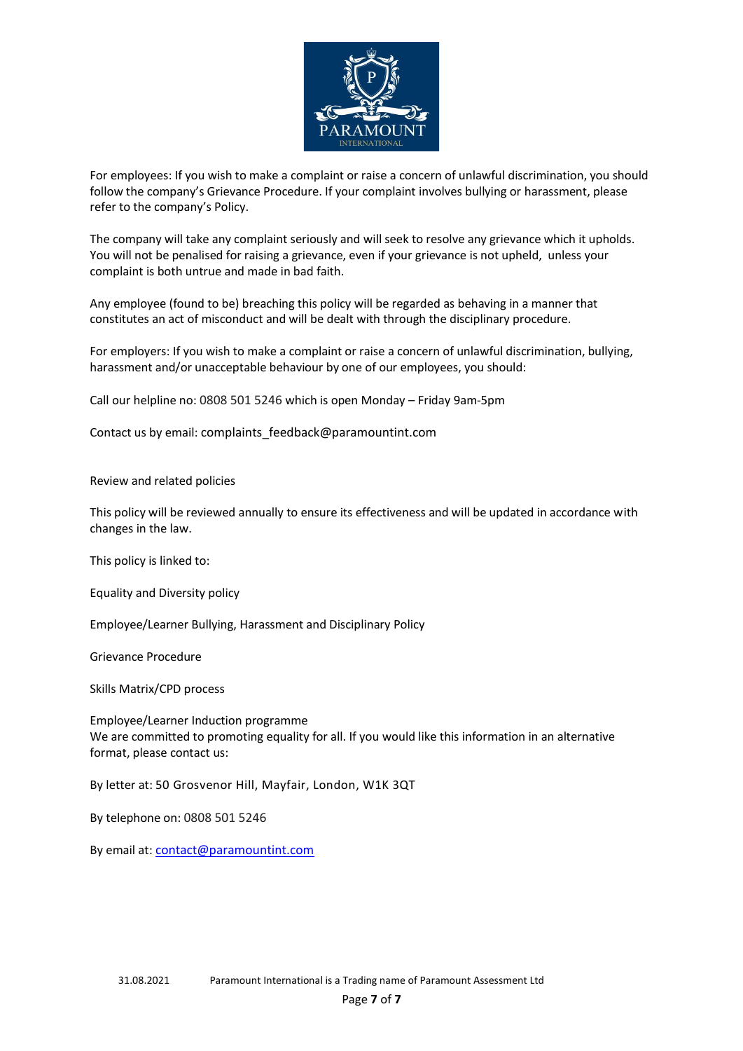For employees: If you wish to make a complaint or raise a concern of unlawful discrimination, you should follow the company's Grievance Procedure. If your complaint involves bullying or harassment, please refer to the company's Policy.

The company will take any complaint seriously and will seek to resolve any grievance which it upholds. You will not be penalised for raising a grievance, even if your grievance is not upheld, unless your complaint is both untrue and made in bad faith.

Any employee (found to be) breaching this policy will be regarded as behaving in a manner that constitutes an act of misconduct and will be dealt with through the disciplinary procedure.

For employers: If you wish to make a complaint or raise a concern of unlawful discrimination, bullying, harassment and/or unacceptable behaviour by one of our employees, you should:

Call our helpline no: 0808 501 5246 which is open Monday – Friday 9am-5pm

Contact us by email: complaints_feedback@paramountint.com

## Review and related policies

This policy will be reviewed annually to ensure its effectiveness and will be updated in accordance with changes in the law.

This policy is linked to:

Equality and Diversity policy

Employee/Learner Bullying, Harassment and Disciplinary Policy

Grievance Procedure

Skills Matrix/CPD process

Employee/Learner Induction programme

We are committed to promoting equality for all. If you would like this information in an alternative format, please contact us:

By letter at: 50 Grosvenor Hill, Mayfair, London, W1K 3QT

By telephone on: 0808 501 5246

By email at: [contact@paramountint.com](mailto:contact@paramountint.com)